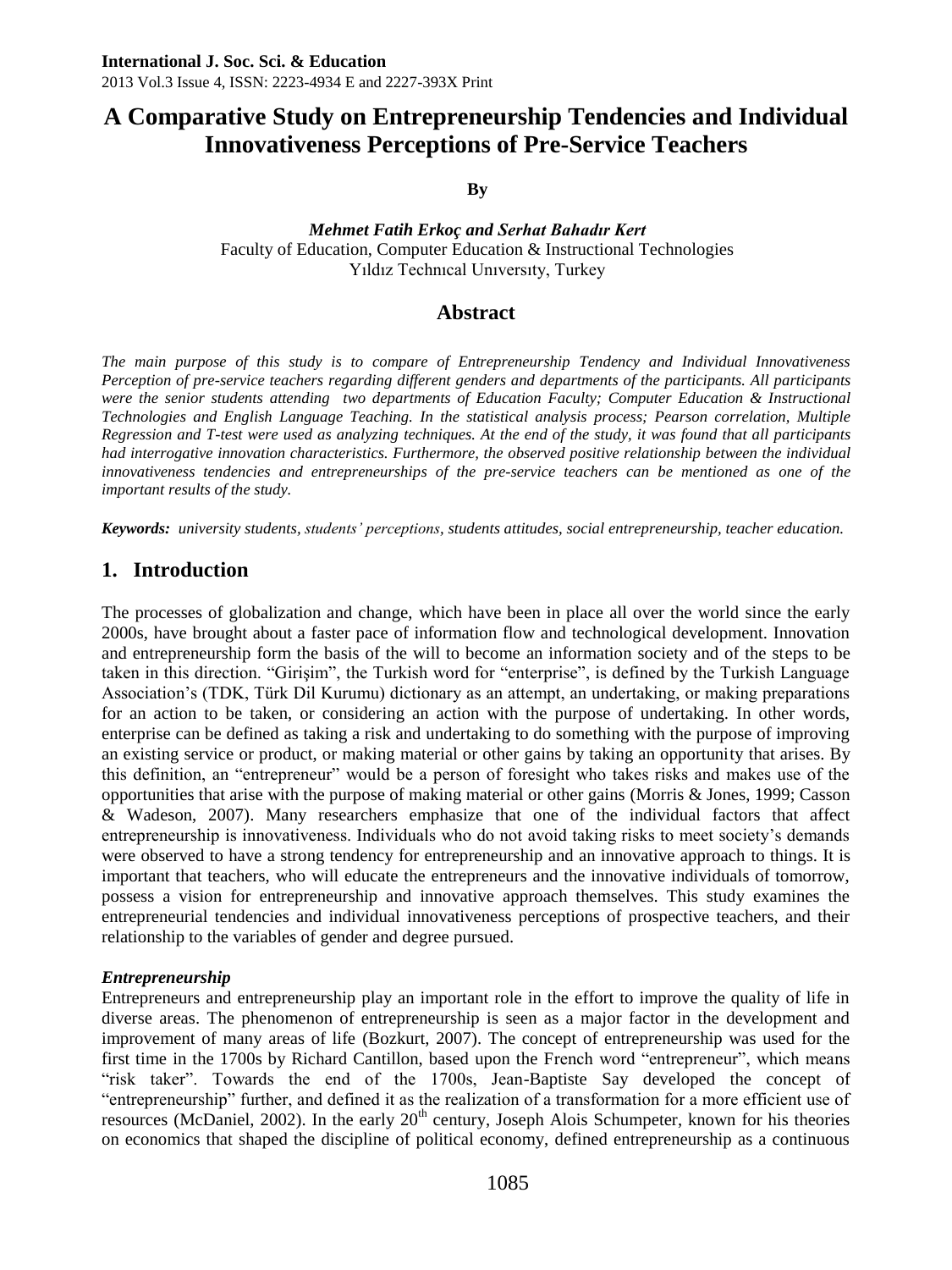# A Comparative Study on Entrepreneurship Tendencies and Individual Innovativeness Perceptions of Pre-Service Teachers

**By**

***Mehmet Fatih Erkoç and Serhat Bahadır Kert***
Faculty of Education, Computer Education & Instructional Technologies
Yıldız Technıcal Unıversıty, Turkey

## Abstract

*The main purpose of this study is to compare of Entrepreneurship Tendency and Individual Innovativeness Perception of pre-service teachers regarding different genders and departments of the participants. All participants were the senior students attending two departments of Education Faculty; Computer Education & Instructional Technologies and English Language Teaching. In the statistical analysis process; Pearson correlation, Multiple Regression and T-test were used as analyzing techniques. At the end of the study, it was found that all participants had interrogative innovation characteristics. Furthermore, the observed positive relationship between the individual innovativeness tendencies and entrepreneurships of the pre-service teachers can be mentioned as one of the important results of the study.*

***Keywords:*** *university students, students' perceptions, students attitudes, social entrepreneurship, teacher education.*

## 1. Introduction

The processes of globalization and change, which have been in place all over the world since the early 2000s, have brought about a faster pace of information flow and technological development. Innovation and entrepreneurship form the basis of the will to become an information society and of the steps to be taken in this direction. "Girişim", the Turkish word for "enterprise", is defined by the Turkish Language Association's (TDK, Türk Dil Kurumu) dictionary as an attempt, an undertaking, or making preparations for an action to be taken, or considering an action with the purpose of undertaking. In other words, enterprise can be defined as taking a risk and undertaking to do something with the purpose of improving an existing service or product, or making material or other gains by taking an opportunity that arises. By this definition, an "entrepreneur" would be a person of foresight who takes risks and makes use of the opportunities that arise with the purpose of making material or other gains (Morris & Jones, 1999; Casson & Wadeson, 2007). Many researchers emphasize that one of the individual factors that affect entrepreneurship is innovativeness. Individuals who do not avoid taking risks to meet society's demands were observed to have a strong tendency for entrepreneurship and an innovative approach to things. It is important that teachers, who will educate the entrepreneurs and the innovative individuals of tomorrow, possess a vision for entrepreneurship and innovative approach themselves. This study examines the entrepreneurial tendencies and individual innovativeness perceptions of prospective teachers, and their relationship to the variables of gender and degree pursued.

### *Entrepreneurship*

Entrepreneurs and entrepreneurship play an important role in the effort to improve the quality of life in diverse areas. The phenomenon of entrepreneurship is seen as a major factor in the development and improvement of many areas of life (Bozkurt, 2007). The concept of entrepreneurship was used for the first time in the 1700s by Richard Cantillon, based upon the French word "entrepreneur", which means "risk taker". Towards the end of the 1700s, Jean-Baptiste Say developed the concept of "entrepreneurship" further, and defined it as the realization of a transformation for a more efficient use of resources (McDaniel, 2002). In the early 20$^{th}$ century, Joseph Alois Schumpeter, known for his theories on economics that shaped the discipline of political economy, defined entrepreneurship as a continuous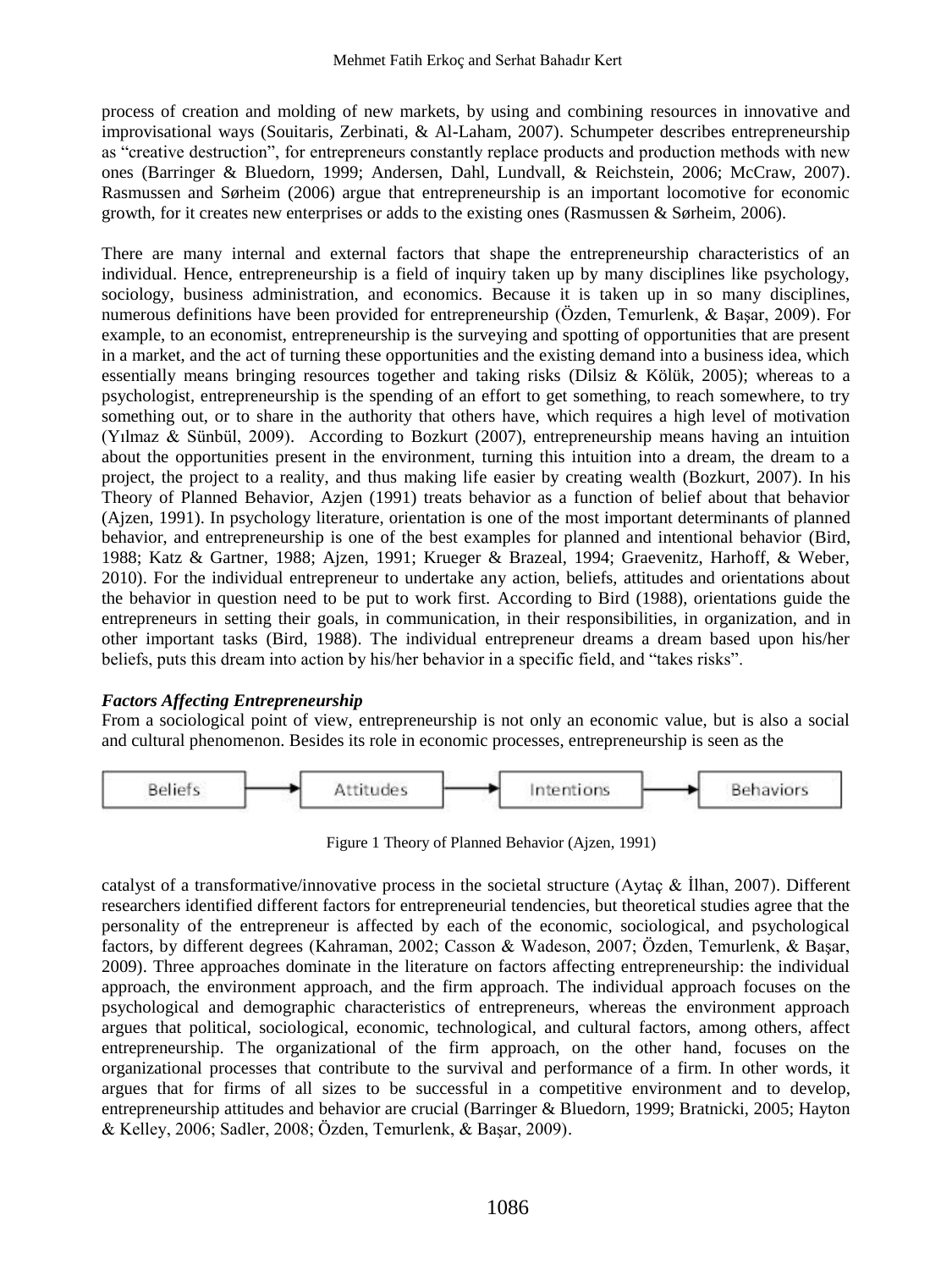process of creation and molding of new markets, by using and combining resources in innovative and improvisational ways (Souitaris, Zerbinati, & Al-Laham, 2007). Schumpeter describes entrepreneurship as "creative destruction", for entrepreneurs constantly replace products and production methods with new ones (Barringer & Bluedorn, 1999; Andersen, Dahl, Lundvall, & Reichstein, 2006; McCraw, 2007). Rasmussen and Sørheim (2006) argue that entrepreneurship is an important locomotive for economic growth, for it creates new enterprises or adds to the existing ones (Rasmussen & Sørheim, 2006).

There are many internal and external factors that shape the entrepreneurship characteristics of an individual. Hence, entrepreneurship is a field of inquiry taken up by many disciplines like psychology, sociology, business administration, and economics. Because it is taken up in so many disciplines, numerous definitions have been provided for entrepreneurship (Özden, Temurlenk, & Başar, 2009). For example, to an economist, entrepreneurship is the surveying and spotting of opportunities that are present in a market, and the act of turning these opportunities and the existing demand into a business idea, which essentially means bringing resources together and taking risks (Dilsiz & Kölük, 2005); whereas to a psychologist, entrepreneurship is the spending of an effort to get something, to reach somewhere, to try something out, or to share in the authority that others have, which requires a high level of motivation (Yılmaz & Sünbül, 2009). According to Bozkurt (2007), entrepreneurship means having an intuition about the opportunities present in the environment, turning this intuition into a dream, the dream to a project, the project to a reality, and thus making life easier by creating wealth (Bozkurt, 2007). In his Theory of Planned Behavior, Azjen (1991) treats behavior as a function of belief about that behavior (Ajzen, 1991). In psychology literature, orientation is one of the most important determinants of planned behavior, and entrepreneurship is one of the best examples for planned and intentional behavior (Bird, 1988; Katz & Gartner, 1988; Ajzen, 1991; Krueger & Brazeal, 1994; Graevenitz, Harhoff, & Weber, 2010). For the individual entrepreneur to undertake any action, beliefs, attitudes and orientations about the behavior in question need to be put to work first. According to Bird (1988), orientations guide the entrepreneurs in setting their goals, in communication, in their responsibilities, in organization, and in other important tasks (Bird, 1988). The individual entrepreneur dreams a dream based upon his/her beliefs, puts this dream into action by his/her behavior in a specific field, and "takes risks".

***Factors Affecting Entrepreneurship***

From a sociological point of view, entrepreneurship is not only an economic value, but is also a social and cultural phenomenon. Besides its role in economic processes, entrepreneurship is seen as the catalyst of a transformative/innovative process in the societal structure (Aytaç & İlhan, 2007). Different researchers identified different factors for entrepreneurial tendencies, but theoretical studies agree that the personality of the entrepreneur is affected by each of the economic, sociological, and psychological factors, by different degrees (Kahraman, 2002; Casson & Wadeson, 2007; Özden, Temurlenk, & Başar, 2009). Three approaches dominate in the literature on factors affecting entrepreneurship: the individual approach, the environment approach, and the firm approach. The individual approach focuses on the psychological and demographic characteristics of entrepreneurs, whereas the environment approach argues that political, sociological, economic, technological, and cultural factors, among others, affect entrepreneurship. The organizational of the firm approach, on the other hand, focuses on the organizational processes that contribute to the survival and performance of a firm. In other words, it argues that for firms of all sizes to be successful in a competitive environment and to develop, entrepreneurship attitudes and behavior are crucial (Barringer & Bluedorn, 1999; Bratnicki, 2005; Hayton & Kelley, 2006; Sadler, 2008; Özden, Temurlenk, & Başar, 2009).

Beliefs → Attitudes → Intentions → Behaviors

Figure 1 Theory of Planned Behavior (Ajzen, 1991)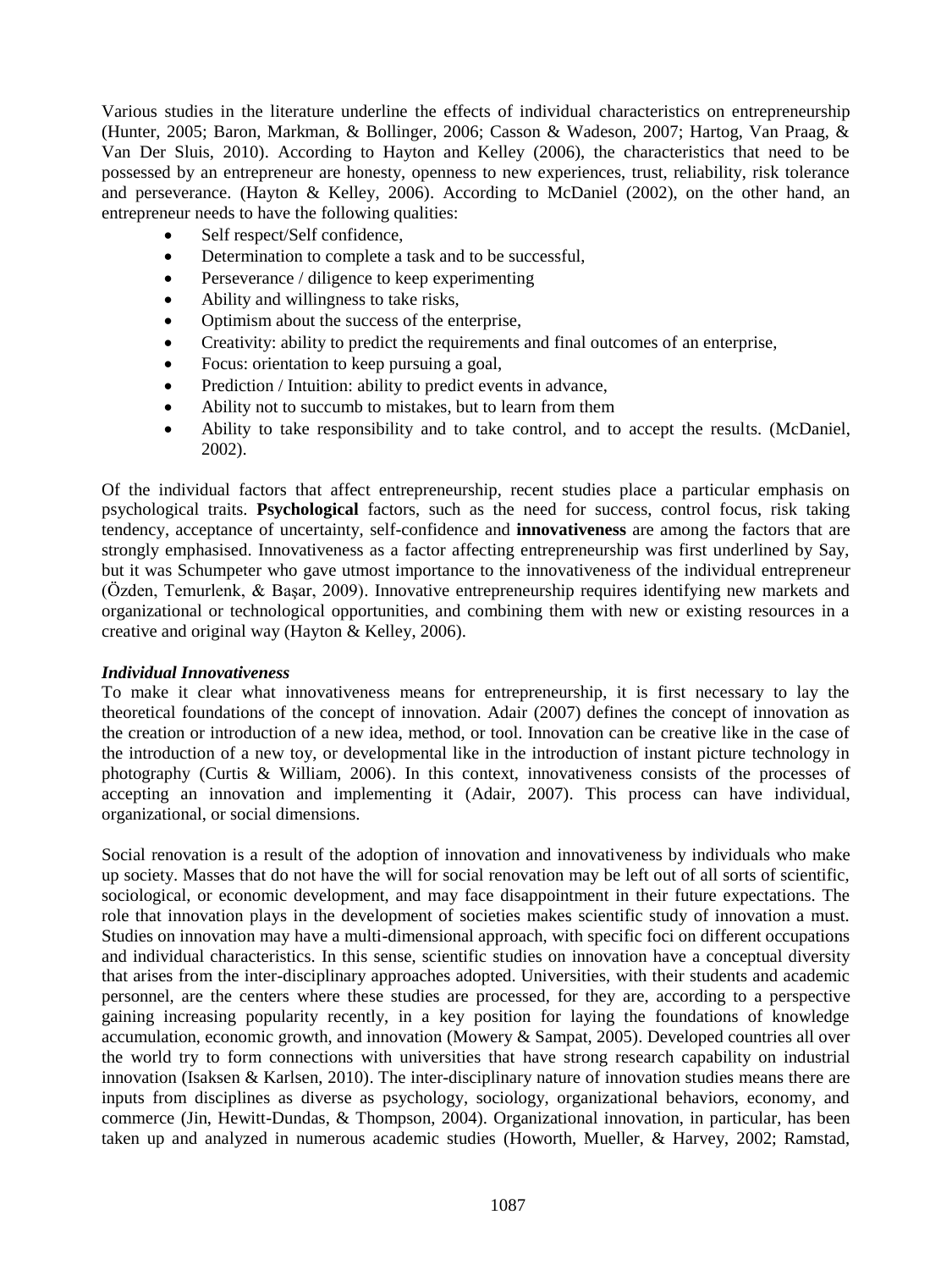Various studies in the literature underline the effects of individual characteristics on entrepreneurship (Hunter, 2005; Baron, Markman, & Bollinger, 2006; Casson & Wadeson, 2007; Hartog, Van Praag, & Van Der Sluis, 2010). According to Hayton and Kelley (2006), the characteristics that need to be possessed by an entrepreneur are honesty, openness to new experiences, trust, reliability, risk tolerance and perseverance. (Hayton & Kelley, 2006). According to McDaniel (2002), on the other hand, an entrepreneur needs to have the following qualities:

- Self respect/Self confidence,
- Determination to complete a task and to be successful,
- Perseverance / diligence to keep experimenting
- Ability and willingness to take risks,
- Optimism about the success of the enterprise,
- Creativity: ability to predict the requirements and final outcomes of an enterprise,
- Focus: orientation to keep pursuing a goal,
- Prediction / Intuition: ability to predict events in advance,
- Ability not to succumb to mistakes, but to learn from them
- Ability to take responsibility and to take control, and to accept the results. (McDaniel, 2002).

Of the individual factors that affect entrepreneurship, recent studies place a particular emphasis on psychological traits. **Psychological** factors, such as the need for success, control focus, risk taking tendency, acceptance of uncertainty, self-confidence and **innovativeness** are among the factors that are strongly emphasised. Innovativeness as a factor affecting entrepreneurship was first underlined by Say, but it was Schumpeter who gave utmost importance to the innovativeness of the individual entrepreneur (Özden, Temurlenk, & Başar, 2009). Innovative entrepreneurship requires identifying new markets and organizational or technological opportunities, and combining them with new or existing resources in a creative and original way (Hayton & Kelley, 2006).

***Individual Innovativeness***

To make it clear what innovativeness means for entrepreneurship, it is first necessary to lay the theoretical foundations of the concept of innovation. Adair (2007) defines the concept of innovation as the creation or introduction of a new idea, method, or tool. Innovation can be creative like in the case of the introduction of a new toy, or developmental like in the introduction of instant picture technology in photography (Curtis & William, 2006). In this context, innovativeness consists of the processes of accepting an innovation and implementing it (Adair, 2007). This process can have individual, organizational, or social dimensions.

Social renovation is a result of the adoption of innovation and innovativeness by individuals who make up society. Masses that do not have the will for social renovation may be left out of all sorts of scientific, sociological, or economic development, and may face disappointment in their future expectations. The role that innovation plays in the development of societies makes scientific study of innovation a must. Studies on innovation may have a multi-dimensional approach, with specific foci on different occupations and individual characteristics. In this sense, scientific studies on innovation have a conceptual diversity that arises from the inter-disciplinary approaches adopted. Universities, with their students and academic personnel, are the centers where these studies are processed, for they are, according to a perspective gaining increasing popularity recently, in a key position for laying the foundations of knowledge accumulation, economic growth, and innovation (Mowery & Sampat, 2005). Developed countries all over the world try to form connections with universities that have strong research capability on industrial innovation (Isaksen & Karlsen, 2010). The inter-disciplinary nature of innovation studies means there are inputs from disciplines as diverse as psychology, sociology, organizational behaviors, economy, and commerce (Jin, Hewitt-Dundas, & Thompson, 2004). Organizational innovation, in particular, has been taken up and analyzed in numerous academic studies (Howorth, Mueller, & Harvey, 2002; Ramstad,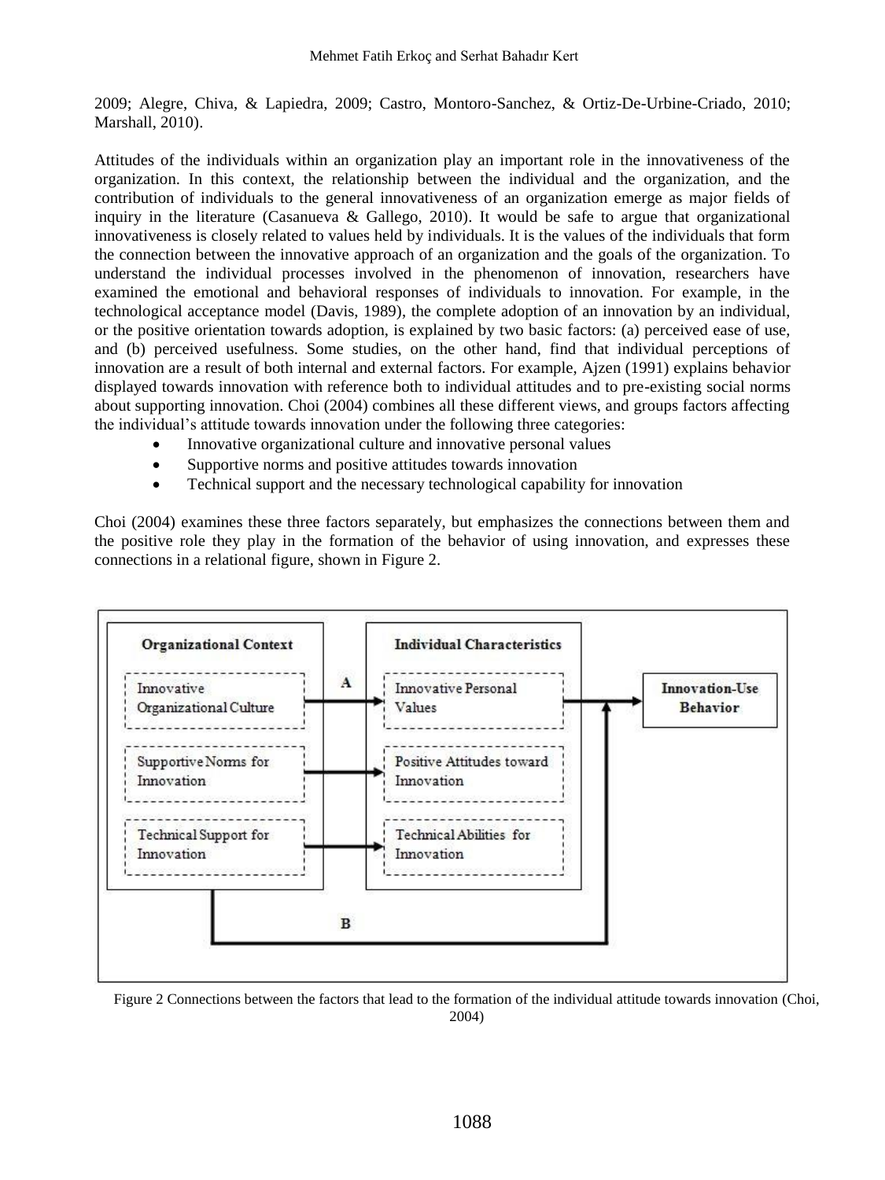2009; Alegre, Chiva, & Lapiedra, 2009; Castro, Montoro-Sanchez, & Ortiz-De-Urbine-Criado, 2010; Marshall, 2010).

Attitudes of the individuals within an organization play an important role in the innovativeness of the organization. In this context, the relationship between the individual and the organization, and the contribution of individuals to the general innovativeness of an organization emerge as major fields of inquiry in the literature (Casanueva & Gallego, 2010). It would be safe to argue that organizational innovativeness is closely related to values held by individuals. It is the values of the individuals that form the connection between the innovative approach of an organization and the goals of the organization. To understand the individual processes involved in the phenomenon of innovation, researchers have examined the emotional and behavioral responses of individuals to innovation. For example, in the technological acceptance model (Davis, 1989), the complete adoption of an innovation by an individual, or the positive orientation towards adoption, is explained by two basic factors: (a) perceived ease of use, and (b) perceived usefulness. Some studies, on the other hand, find that individual perceptions of innovation are a result of both internal and external factors. For example, Ajzen (1991) explains behavior displayed towards innovation with reference both to individual attitudes and to pre-existing social norms about supporting innovation. Choi (2004) combines all these different views, and groups factors affecting the individual's attitude towards innovation under the following three categories:

- Innovative organizational culture and innovative personal values
- Supportive norms and positive attitudes towards innovation
- Technical support and the necessary technological capability for innovation

Choi (2004) examines these three factors separately, but emphasizes the connections between them and the positive role they play in the formation of the behavior of using innovation, and expresses these connections in a relational figure, shown in Figure 2.

**Organizational Context**
- Innovative Organizational Culture
- Supportive Norms for Innovation
- Technical Support for Innovation

A

**Individual Characteristics**
- Innovative Personal Values
- Positive Attitudes toward Innovation
- Technical Abilities for Innovation

**Innovation-Use Behavior**

B

Figure 2 Connections between the factors that lead to the formation of the individual attitude towards innovation (Choi, 2004)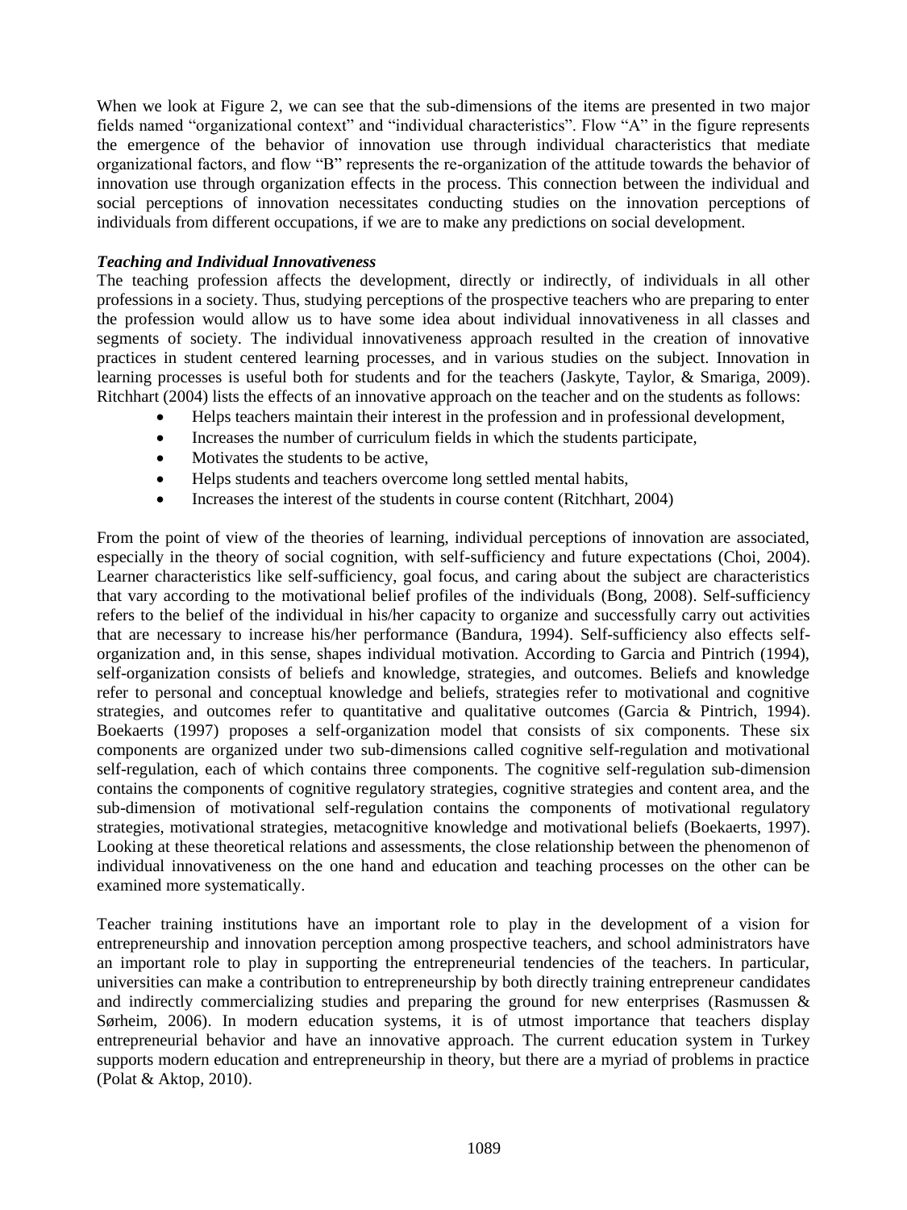When we look at Figure 2, we can see that the sub-dimensions of the items are presented in two major fields named "organizational context" and "individual characteristics". Flow "A" in the figure represents the emergence of the behavior of innovation use through individual characteristics that mediate organizational factors, and flow "B" represents the re-organization of the attitude towards the behavior of innovation use through organization effects in the process. This connection between the individual and social perceptions of innovation necessitates conducting studies on the innovation perceptions of individuals from different occupations, if we are to make any predictions on social development.

***Teaching and Individual Innovativeness***

The teaching profession affects the development, directly or indirectly, of individuals in all other professions in a society. Thus, studying perceptions of the prospective teachers who are preparing to enter the profession would allow us to have some idea about individual innovativeness in all classes and segments of society. The individual innovativeness approach resulted in the creation of innovative practices in student centered learning processes, and in various studies on the subject. Innovation in learning processes is useful both for students and for the teachers (Jaskyte, Taylor, & Smariga, 2009). Ritchhart (2004) lists the effects of an innovative approach on the teacher and on the students as follows:

- Helps teachers maintain their interest in the profession and in professional development,
- Increases the number of curriculum fields in which the students participate,
- Motivates the students to be active,
- Helps students and teachers overcome long settled mental habits,
- Increases the interest of the students in course content (Ritchhart, 2004)

From the point of view of the theories of learning, individual perceptions of innovation are associated, especially in the theory of social cognition, with self-sufficiency and future expectations (Choi, 2004). Learner characteristics like self-sufficiency, goal focus, and caring about the subject are characteristics that vary according to the motivational belief profiles of the individuals (Bong, 2008). Self-sufficiency refers to the belief of the individual in his/her capacity to organize and successfully carry out activities that are necessary to increase his/her performance (Bandura, 1994). Self-sufficiency also effects self-organization and, in this sense, shapes individual motivation. According to Garcia and Pintrich (1994), self-organization consists of beliefs and knowledge, strategies, and outcomes. Beliefs and knowledge refer to personal and conceptual knowledge and beliefs, strategies refer to motivational and cognitive strategies, and outcomes refer to quantitative and qualitative outcomes (Garcia & Pintrich, 1994). Boekaerts (1997) proposes a self-organization model that consists of six components. These six components are organized under two sub-dimensions called cognitive self-regulation and motivational self-regulation, each of which contains three components. The cognitive self-regulation sub-dimension contains the components of cognitive regulatory strategies, cognitive strategies and content area, and the sub-dimension of motivational self-regulation contains the components of motivational regulatory strategies, motivational strategies, metacognitive knowledge and motivational beliefs (Boekaerts, 1997). Looking at these theoretical relations and assessments, the close relationship between the phenomenon of individual innovativeness on the one hand and education and teaching processes on the other can be examined more systematically.

Teacher training institutions have an important role to play in the development of a vision for entrepreneurship and innovation perception among prospective teachers, and school administrators have an important role to play in supporting the entrepreneurial tendencies of the teachers. In particular, universities can make a contribution to entrepreneurship by both directly training entrepreneur candidates and indirectly commercializing studies and preparing the ground for new enterprises (Rasmussen & Sørheim, 2006). In modern education systems, it is of utmost importance that teachers display entrepreneurial behavior and have an innovative approach. The current education system in Turkey supports modern education and entrepreneurship in theory, but there are a myriad of problems in practice (Polat & Aktop, 2010).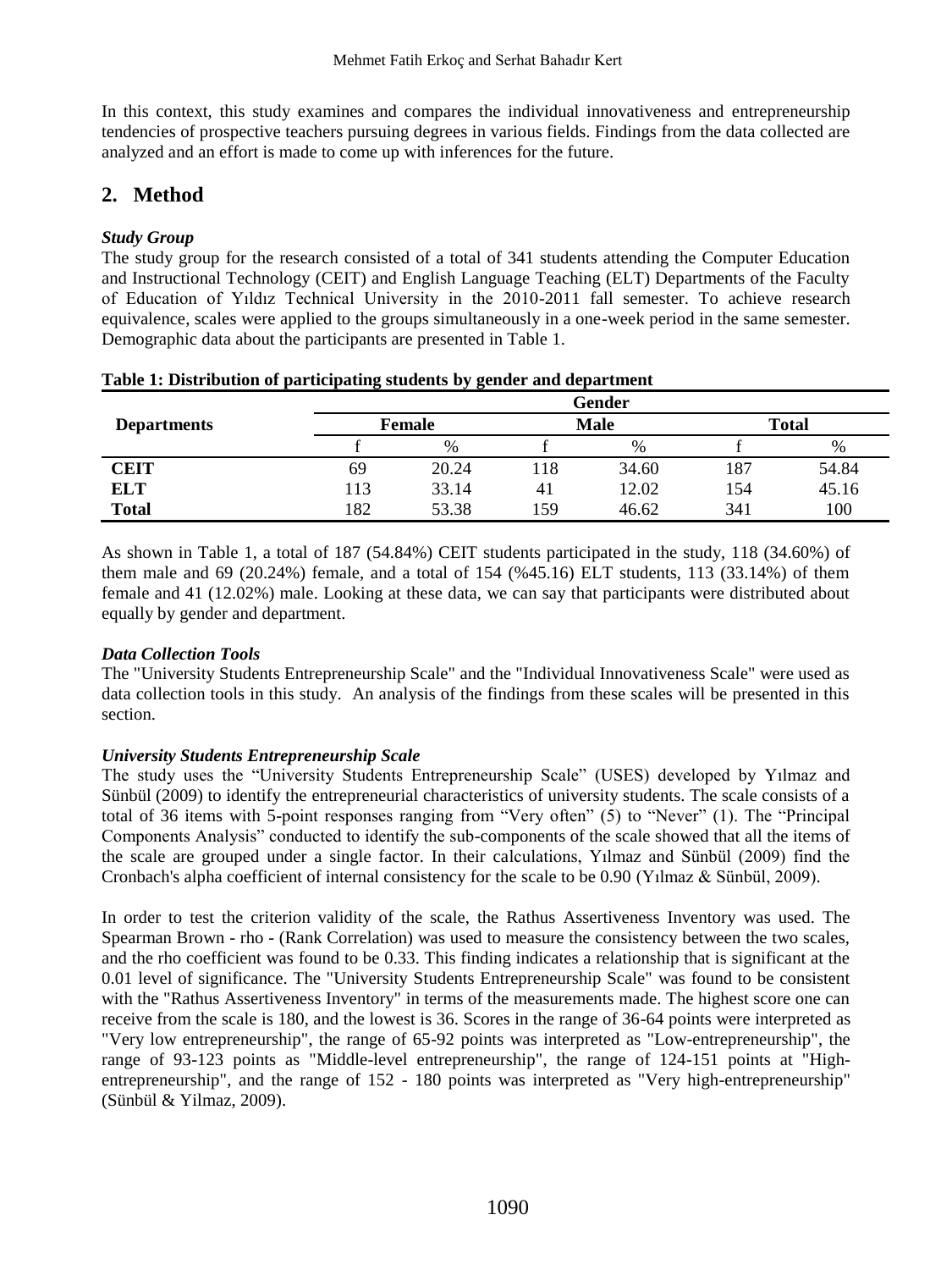In this context, this study examines and compares the individual innovativeness and entrepreneurship tendencies of prospective teachers pursuing degrees in various fields. Findings from the data collected are analyzed and an effort is made to come up with inferences for the future.

## 2. Method

### *Study Group*

The study group for the research consisted of a total of 341 students attending the Computer Education and Instructional Technology (CEIT) and English Language Teaching (ELT) Departments of the Faculty of Education of Yıldız Technical University in the 2010-2011 fall semester. To achieve research equivalence, scales were applied to the groups simultaneously in a one-week period in the same semester. Demographic data about the participants are presented in Table 1.

**Table 1: Distribution of participating students by gender and department**

| Departments | Gender | | | | | |
|---|---|---|---|---|---|---|
| | Female | | Male | | Total | |
| | f | % | f | % | f | % |
| **CEIT** | 69 | 20.24 | 118 | 34.60 | 187 | 54.84 |
| **ELT** | 113 | 33.14 | 41 | 12.02 | 154 | 45.16 |
| **Total** | 182 | 53.38 | 159 | 46.62 | 341 | 100 |

As shown in Table 1, a total of 187 (54.84%) CEIT students participated in the study, 118 (34.60%) of them male and 69 (20.24%) female, and a total of 154 (%45.16) ELT students, 113 (33.14%) of them female and 41 (12.02%) male. Looking at these data, we can say that participants were distributed about equally by gender and department.

### *Data Collection Tools*

The "University Students Entrepreneurship Scale" and the "Individual Innovativeness Scale" were used as data collection tools in this study. An analysis of the findings from these scales will be presented in this section.

### *University Students Entrepreneurship Scale*

The study uses the "University Students Entrepreneurship Scale" (USES) developed by Yılmaz and Sünbül (2009) to identify the entrepreneurial characteristics of university students. The scale consists of a total of 36 items with 5-point responses ranging from "Very often" (5) to "Never" (1). The "Principal Components Analysis" conducted to identify the sub-components of the scale showed that all the items of the scale are grouped under a single factor. In their calculations, Yılmaz and Sünbül (2009) find the Cronbach's alpha coefficient of internal consistency for the scale to be 0.90 (Yılmaz & Sünbül, 2009).

In order to test the criterion validity of the scale, the Rathus Assertiveness Inventory was used. The Spearman Brown - rho - (Rank Correlation) was used to measure the consistency between the two scales, and the rho coefficient was found to be 0.33. This finding indicates a relationship that is significant at the 0.01 level of significance. The "University Students Entrepreneurship Scale" was found to be consistent with the "Rathus Assertiveness Inventory" in terms of the measurements made. The highest score one can receive from the scale is 180, and the lowest is 36. Scores in the range of 36-64 points were interpreted as "Very low entrepreneurship", the range of 65-92 points was interpreted as "Low-entrepreneurship", the range of 93-123 points as "Middle-level entrepreneurship", the range of 124-151 points at "High-entrepreneurship", and the range of 152 - 180 points was interpreted as "Very high-entrepreneurship" (Sünbül & Yilmaz, 2009).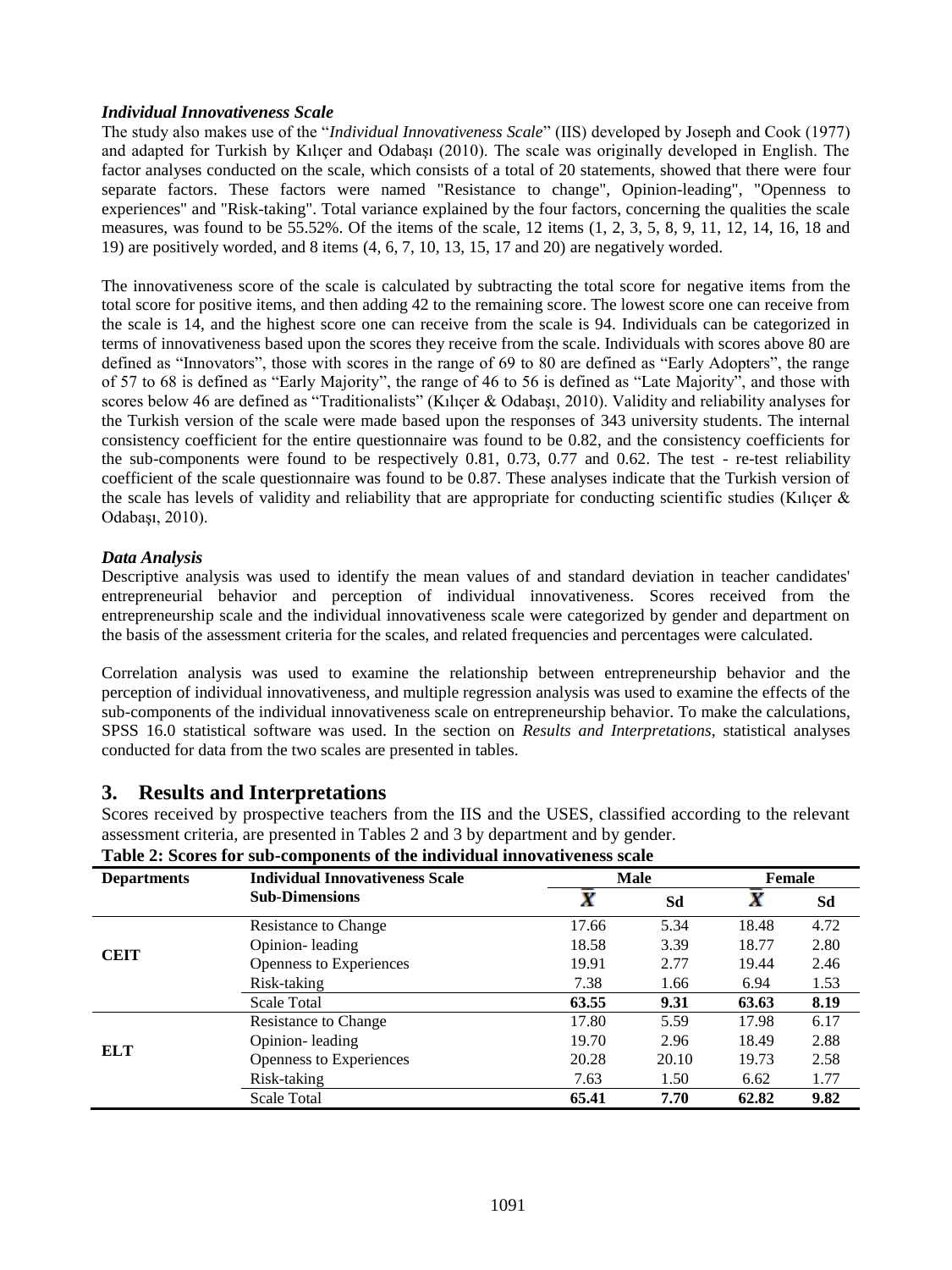### *Individual Innovativeness Scale*

The study also makes use of the "*Individual Innovativeness Scale*" (IIS) developed by Joseph and Cook (1977) and adapted for Turkish by Kılıçer and Odabaşı (2010). The scale was originally developed in English. The factor analyses conducted on the scale, which consists of a total of 20 statements, showed that there were four separate factors. These factors were named "Resistance to change", Opinion-leading", "Openness to experiences" and "Risk-taking". Total variance explained by the four factors, concerning the qualities the scale measures, was found to be 55.52%. Of the items of the scale, 12 items (1, 2, 3, 5, 8, 9, 11, 12, 14, 16, 18 and 19) are positively worded, and 8 items (4, 6, 7, 10, 13, 15, 17 and 20) are negatively worded.

The innovativeness score of the scale is calculated by subtracting the total score for negative items from the total score for positive items, and then adding 42 to the remaining score. The lowest score one can receive from the scale is 14, and the highest score one can receive from the scale is 94. Individuals can be categorized in terms of innovativeness based upon the scores they receive from the scale. Individuals with scores above 80 are defined as "Innovators", those with scores in the range of 69 to 80 are defined as "Early Adopters", the range of 57 to 68 is defined as "Early Majority", the range of 46 to 56 is defined as "Late Majority", and those with scores below 46 are defined as "Traditionalists" (Kılıçer & Odabaşı, 2010). Validity and reliability analyses for the Turkish version of the scale were made based upon the responses of 343 university students. The internal consistency coefficient for the entire questionnaire was found to be 0.82, and the consistency coefficients for the sub-components were found to be respectively 0.81, 0.73, 0.77 and 0.62. The test - re-test reliability coefficient of the scale questionnaire was found to be 0.87. These analyses indicate that the Turkish version of the scale has levels of validity and reliability that are appropriate for conducting scientific studies (Kılıçer & Odabaşı, 2010).

### *Data Analysis*

Descriptive analysis was used to identify the mean values of and standard deviation in teacher candidates' entrepreneurial behavior and perception of individual innovativeness. Scores received from the entrepreneurship scale and the individual innovativeness scale were categorized by gender and department on the basis of the assessment criteria for the scales, and related frequencies and percentages were calculated.

Correlation analysis was used to examine the relationship between entrepreneurship behavior and the perception of individual innovativeness, and multiple regression analysis was used to examine the effects of the sub-components of the individual innovativeness scale on entrepreneurship behavior. To make the calculations, SPSS 16.0 statistical software was used. In the section on *Results and Interpretations*, statistical analyses conducted for data from the two scales are presented in tables.

## 3. Results and Interpretations

Scores received by prospective teachers from the IIS and the USES, classified according to the relevant assessment criteria, are presented in Tables 2 and 3 by department and by gender.

**Table 2: Scores for sub-components of the individual innovativeness scale**

| Departments | Individual Innovativeness Scale Sub-Dimensions | Male | | Female | |
|---|---|---|---|---|---|
| | | $\bar{X}$ | Sd | $\bar{X}$ | Sd |
| CEIT | Resistance to Change | 17.66 | 5.34 | 18.48 | 4.72 |
| | Opinion- leading | 18.58 | 3.39 | 18.77 | 2.80 |
| | Openness to Experiences | 19.91 | 2.77 | 19.44 | 2.46 |
| | Risk-taking | 7.38 | 1.66 | 6.94 | 1.53 |
| | Scale Total | **63.55** | **9.31** | **63.63** | **8.19** |
| ELT | Resistance to Change | 17.80 | 5.59 | 17.98 | 6.17 |
| | Opinion- leading | 19.70 | 2.96 | 18.49 | 2.88 |
| | Openness to Experiences | 20.28 | 20.10 | 19.73 | 2.58 |
| | Risk-taking | 7.63 | 1.50 | 6.62 | 1.77 |
| | Scale Total | **65.41** | **7.70** | **62.82** | **9.82** |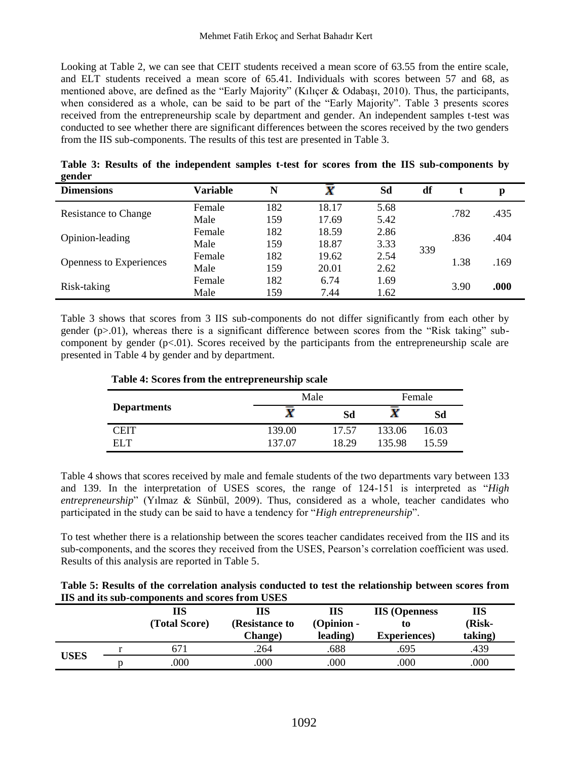Looking at Table 2, we can see that CEIT students received a mean score of 63.55 from the entire scale, and ELT students received a mean score of 65.41. Individuals with scores between 57 and 68, as mentioned above, are defined as the "Early Majority" (Kılıçer & Odabaşı, 2010). Thus, the participants, when considered as a whole, can be said to be part of the "Early Majority". Table 3 presents scores received from the entrepreneurship scale by department and gender. An independent samples t-test was conducted to see whether there are significant differences between the scores received by the two genders from the IIS sub-components. The results of this test are presented in Table 3.

**Table 3: Results of the independent samples t-test for scores from the IIS sub-components by gender**

| Dimensions | Variable | N | $\bar{X}$ | Sd | df | t | p |
|---|---|---|---|---|---|---|---|
| Resistance to Change | Female | 182 | 18.17 | 5.68 | 339 | .782 | .435 |
| | Male | 159 | 17.69 | 5.42 | | | |
| Opinion-leading | Female | 182 | 18.59 | 2.86 | | .836 | .404 |
| | Male | 159 | 18.87 | 3.33 | | | |
| Openness to Experiences | Female | 182 | 19.62 | 2.54 | | 1.38 | .169 |
| | Male | 159 | 20.01 | 2.62 | | | |
| Risk-taking | Female | 182 | 6.74 | 1.69 | | 3.90 | **.000** |
| | Male | 159 | 7.44 | 1.62 | | | |

Table 3 shows that scores from 3 IIS sub-components do not differ significantly from each other by gender ($p>.01$), whereas there is a significant difference between scores from the "Risk taking" sub-component by gender ($p<.01$). Scores received by the participants from the entrepreneurship scale are presented in Table 4 by gender and by department.

**Table 4: Scores from the entrepreneurship scale**

| Departments | Male | | Female | |
|---|---|---|---|---|
| | $\bar{X}$ | Sd | $\bar{X}$ | Sd |
| CEIT | 139.00 | 17.57 | 133.06 | 16.03 |
| ELT | 137.07 | 18.29 | 135.98 | 15.59 |

Table 4 shows that scores received by male and female students of the two departments vary between 133 and 139. In the interpretation of USES scores, the range of 124-151 is interpreted as "*High entrepreneurship*" (Yılmaz & Sünbül, 2009). Thus, considered as a whole, teacher candidates who participated in the study can be said to have a tendency for "*High entrepreneurship*".

To test whether there is a relationship between the scores teacher candidates received from the IIS and its sub-components, and the scores they received from the USES, Pearson's correlation coefficient was used. Results of this analysis are reported in Table 5.

**Table 5: Results of the correlation analysis conducted to test the relationship between scores from IIS and its sub-components and scores from USES**

| | | IIS (Total Score) | IIS (Resistance to Change) | IIS (Opinion - leading) | IIS (Openness to Experiences) | IIS (Risk-taking) |
|---|---|---|---|---|---|---|
| USES | r | 671 | .264 | .688 | .695 | .439 |
| | p | .000 | .000 | .000 | .000 | .000 |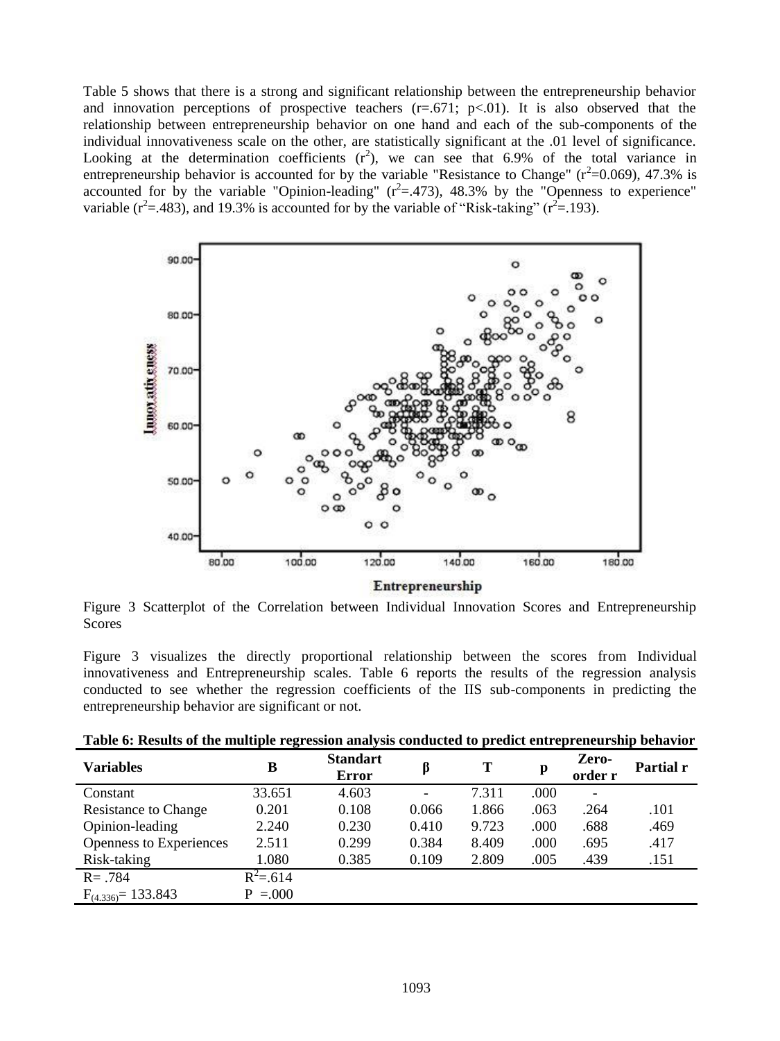Table 5 shows that there is a strong and significant relationship between the entrepreneurship behavior and innovation perceptions of prospective teachers ($r=.671$; $p<.01$). It is also observed that the relationship between entrepreneurship behavior on one hand and each of the sub-components of the individual innovativeness scale on the other, are statistically significant at the .01 level of significance. Looking at the determination coefficients ($r^2$), we can see that 6.9% of the total variance in entrepreneurship behavior is accounted for by the variable "Resistance to Change" ($r^2=0.069$), 47.3% is accounted for by the variable "Opinion-leading" ($r^2=.473$), 48.3% by the "Openness to experience" variable ($r^2=.483$), and 19.3% is accounted for by the variable of "Risk-taking" ($r^2=.193$).

Figure 3 Scatterplot of the Correlation between Individual Innovation Scores and Entrepreneurship Scores

Figure 3 visualizes the directly proportional relationship between the scores from Individual innovativeness and Entrepreneurship scales. Table 6 reports the results of the regression analysis conducted to see whether the regression coefficients of the IIS sub-components in predicting the entrepreneurship behavior are significant or not.

**Table 6: Results of the multiple regression analysis conducted to predict entrepreneurship behavior**

| Variables | B | Standart Error | β | T | p | Zero-order r | Partial r |
|---|---|---|---|---|---|---|---|
| Constant | 33.651 | 4.603 | - | 7.311 | .000 | - | |
| Resistance to Change | 0.201 | 0.108 | 0.066 | 1.866 | .063 | .264 | .101 |
| Opinion-leading | 2.240 | 0.230 | 0.410 | 9.723 | .000 | .688 | .469 |
| Openness to Experiences | 2.511 | 0.299 | 0.384 | 8.409 | .000 | .695 | .417 |
| Risk-taking | 1.080 | 0.385 | 0.109 | 2.809 | .005 | .439 | .151 |
| $R= .784$ | $R^2=.614$ | | | | | | |
| $F_{(4.336)}= 133.843$ | $P =.000$ | | | | | | |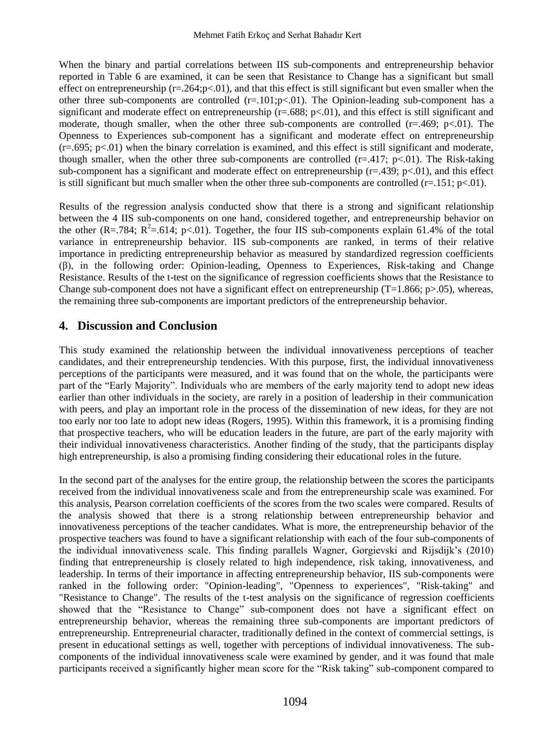When the binary and partial correlations between IIS sub-components and entrepreneurship behavior reported in Table 6 are examined, it can be seen that Resistance to Change has a significant but small effect on entrepreneurship ($r=.264; p<.01$), and that this effect is still significant but even smaller when the other three sub-components are controlled ($r=.101; p<.01$). The Opinion-leading sub-component has a significant and moderate effect on entrepreneurship ($r=.688$; $p<.01$), and this effect is still significant and moderate, though smaller, when the other three sub-components are controlled ($r=.469$; $p<.01$). The Openness to Experiences sub-component has a significant and moderate effect on entrepreneurship ($r=.695$; $p<.01$) when the binary correlation is examined, and this effect is still significant and moderate, though smaller, when the other three sub-components are controlled ($r=.417$; $p<.01$). The Risk-taking sub-component has a significant and moderate effect on entrepreneurship ($r=.439$; $p<.01$), and this effect is still significant but much smaller when the other three sub-components are controlled ($r=.151$; $p<.01$).

Results of the regression analysis conducted show that there is a strong and significant relationship between the 4 IIS sub-components on one hand, considered together, and entrepreneurship behavior on the other ($R=.784$; $R^2=.614$; $p<.01$). Together, the four IIS sub-components explain 61.4% of the total variance in entrepreneurship behavior. IIS sub-components are ranked, in terms of their relative importance in predicting entrepreneurship behavior as measured by standardized regression coefficients ($\beta$), in the following order: Opinion-leading, Openness to Experiences, Risk-taking and Change Resistance. Results of the t-test on the significance of regression coefficients shows that the Resistance to Change sub-component does not have a significant effect on entrepreneurship ($T=1.866$; $p>.05$), whereas, the remaining three sub-components are important predictors of the entrepreneurship behavior.

## 4. Discussion and Conclusion

This study examined the relationship between the individual innovativeness perceptions of teacher candidates, and their entrepreneurship tendencies. With this purpose, first, the individual innovativeness perceptions of the participants were measured, and it was found that on the whole, the participants were part of the "Early Majority". Individuals who are members of the early majority tend to adopt new ideas earlier than other individuals in the society, are rarely in a position of leadership in their communication with peers, and play an important role in the process of the dissemination of new ideas, for they are not too early nor too late to adopt new ideas (Rogers, 1995). Within this framework, it is a promising finding that prospective teachers, who will be education leaders in the future, are part of the early majority with their individual innovativeness characteristics. Another finding of the study, that the participants display high entrepreneurship, is also a promising finding considering their educational roles in the future.

In the second part of the analyses for the entire group, the relationship between the scores the participants received from the individual innovativeness scale and from the entrepreneurship scale was examined. For this analysis, Pearson correlation coefficients of the scores from the two scales were compared. Results of the analysis showed that there is a strong relationship between entrepreneurship behavior and innovativeness perceptions of the teacher candidates. What is more, the entrepreneurship behavior of the prospective teachers was found to have a significant relationship with each of the four sub-components of the individual innovativeness scale. This finding parallels Wagner, Gorgievski and Rijsdijk's (2010) finding that entrepreneurship is closely related to high independence, risk taking, innovativeness, and leadership. In terms of their importance in affecting entrepreneurship behavior, IIS sub-components were ranked in the following order: "Opinion-leading", "Openness to experiences", "Risk-taking" and "Resistance to Change". The results of the t-test analysis on the significance of regression coefficients showed that the "Resistance to Change" sub-component does not have a significant effect on entrepreneurship behavior, whereas the remaining three sub-components are important predictors of entrepreneurship. Entrepreneurial character, traditionally defined in the context of commercial settings, is present in educational settings as well, together with perceptions of individual innovativeness. The sub-components of the individual innovativeness scale were examined by gender, and it was found that male participants received a significantly higher mean score for the "Risk taking" sub-component compared to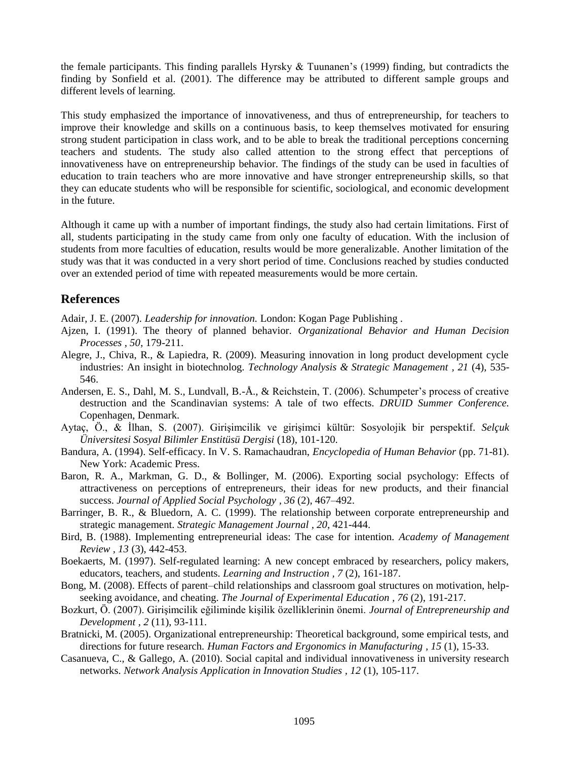the female participants. This finding parallels Hyrsky & Tuunanen's (1999) finding, but contradicts the finding by Sonfield et al. (2001). The difference may be attributed to different sample groups and different levels of learning.

This study emphasized the importance of innovativeness, and thus of entrepreneurship, for teachers to improve their knowledge and skills on a continuous basis, to keep themselves motivated for ensuring strong student participation in class work, and to be able to break the traditional perceptions concerning teachers and students. The study also called attention to the strong effect that perceptions of innovativeness have on entrepreneurship behavior. The findings of the study can be used in faculties of education to train teachers who are more innovative and have stronger entrepreneurship skills, so that they can educate students who will be responsible for scientific, sociological, and economic development in the future.

Although it came up with a number of important findings, the study also had certain limitations. First of all, students participating in the study came from only one faculty of education. With the inclusion of students from more faculties of education, results would be more generalizable. Another limitation of the study was that it was conducted in a very short period of time. Conclusions reached by studies conducted over an extended period of time with repeated measurements would be more certain.

## References

Adair, J. E. (2007). *Leadership for innovation.* London: Kogan Page Publishing .

Ajzen, I. (1991). The theory of planned behavior. *Organizational Behavior and Human Decision Processes , 50*, 179-211.

Alegre, J., Chiva, R., & Lapiedra, R. (2009). Measuring innovation in long product development cycle industries: An insight in biotechnolog. *Technology Analysis & Strategic Management , 21* (4), 535-546.

Andersen, E. S., Dahl, M. S., Lundvall, B.-Å., & Reichstein, T. (2006). Schumpeter's process of creative destruction and the Scandinavian systems: A tale of two effects. *DRUID Summer Conference.* Copenhagen, Denmark.

Aytaç, Ö., & İlhan, S. (2007). Girişimcilik ve girişimci kültür: Sosyolojik bir perspektif. *Selçuk Üniversitesi Sosyal Bilimler Enstitüsü Dergisi* (18), 101-120.

Bandura, A. (1994). Self-efficacy. In V. S. Ramachaudran, *Encyclopedia of Human Behavior* (pp. 71-81). New York: Academic Press.

Baron, R. A., Markman, G. D., & Bollinger, M. (2006). Exporting social psychology: Effects of attractiveness on perceptions of entrepreneurs, their ideas for new products, and their financial success. *Journal of Applied Social Psychology , 36* (2), 467–492.

Barringer, B. R., & Bluedorn, A. C. (1999). The relationship between corporate entrepreneurship and strategic management. *Strategic Management Journal , 20*, 421-444.

Bird, B. (1988). Implementing entrepreneurial ideas: The case for intention. *Academy of Management Review , 13* (3), 442-453.

Boekaerts, M. (1997). Self-regulated learning: A new concept embraced by researchers, policy makers, educators, teachers, and students. *Learning and Instruction , 7* (2), 161-187.

Bong, M. (2008). Effects of parent–child relationships and classroom goal structures on motivation, help-seeking avoidance, and cheating. *The Journal of Experimental Education , 76* (2), 191-217.

Bozkurt, Ö. (2007). Girişimcilik eğiliminde kişilik özelliklerinin önemi. *Journal of Entrepreneurship and Development , 2* (11), 93-111.

Bratnicki, M. (2005). Organizational entrepreneurship: Theoretical background, some empirical tests, and directions for future research. *Human Factors and Ergonomics in Manufacturing , 15* (1), 15-33.

Casanueva, C., & Gallego, A. (2010). Social capital and individual innovativeness in university research networks. *Network Analysis Application in Innovation Studies , 12* (1), 105-117.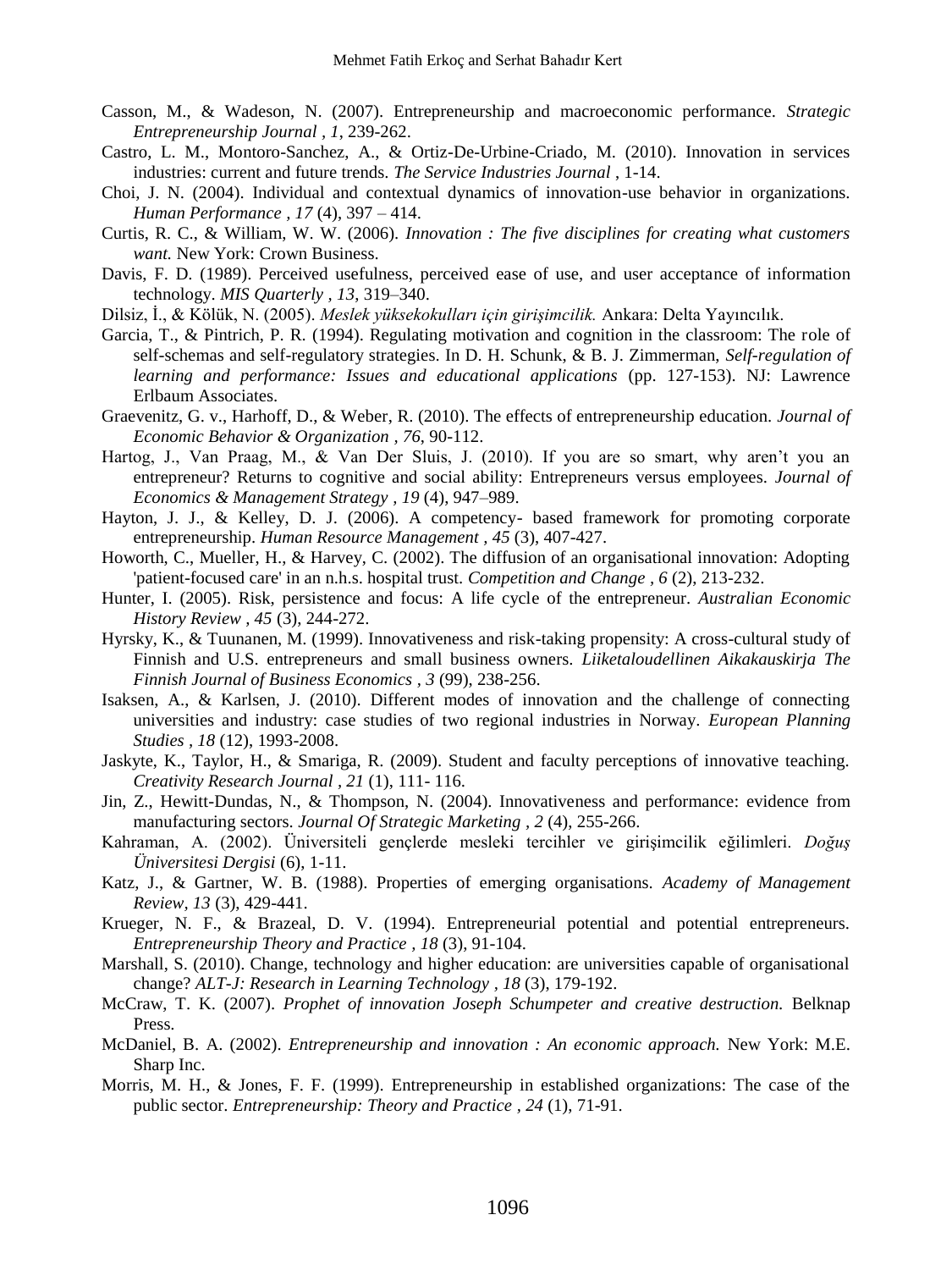Casson, M., & Wadeson, N. (2007). Entrepreneurship and macroeconomic performance. *Strategic Entrepreneurship Journal , 1*, 239-262.

Castro, L. M., Montoro-Sanchez, A., & Ortiz-De-Urbine-Criado, M. (2010). Innovation in services industries: current and future trends. *The Service Industries Journal* , 1-14.

Choi, J. N. (2004). Individual and contextual dynamics of innovation-use behavior in organizations. *Human Performance , 17* (4), 397 – 414.

Curtis, R. C., & William, W. W. (2006). *Innovation : The five disciplines for creating what customers want.* New York: Crown Business.

Davis, F. D. (1989). Perceived usefulness, perceived ease of use, and user acceptance of information technology. *MIS Quarterly , 13*, 319–340.

Dilsiz, İ., & Kölük, N. (2005). *Meslek yüksekokulları için girişimcilik.* Ankara: Delta Yayıncılık.

Garcia, T., & Pintrich, P. R. (1994). Regulating motivation and cognition in the classroom: The role of self-schemas and self-regulatory strategies. In D. H. Schunk, & B. J. Zimmerman, *Self-regulation of learning and performance: Issues and educational applications* (pp. 127-153). NJ: Lawrence Erlbaum Associates.

Graevenitz, G. v., Harhoff, D., & Weber, R. (2010). The effects of entrepreneurship education. *Journal of Economic Behavior & Organization , 76*, 90-112.

Hartog, J., Van Praag, M., & Van Der Sluis, J. (2010). If you are so smart, why aren't you an entrepreneur? Returns to cognitive and social ability: Entrepreneurs versus employees. *Journal of Economics & Management Strategy , 19* (4), 947–989.

Hayton, J. J., & Kelley, D. J. (2006). A competency- based framework for promoting corporate entrepreneurship. *Human Resource Management , 45* (3), 407-427.

Howorth, C., Mueller, H., & Harvey, C. (2002). The diffusion of an organisational innovation: Adopting 'patient-focused care' in an n.h.s. hospital trust. *Competition and Change , 6* (2), 213-232.

Hunter, I. (2005). Risk, persistence and focus: A life cycle of the entrepreneur. *Australian Economic History Review , 45* (3), 244-272.

Hyrsky, K., & Tuunanen, M. (1999). Innovativeness and risk-taking propensity: A cross-cultural study of Finnish and U.S. entrepreneurs and small business owners. *Liiketaloudellinen Aikakauskirja The Finnish Journal of Business Economics , 3* (99), 238-256.

Isaksen, A., & Karlsen, J. (2010). Different modes of innovation and the challenge of connecting universities and industry: case studies of two regional industries in Norway. *European Planning Studies , 18* (12), 1993-2008.

Jaskyte, K., Taylor, H., & Smariga, R. (2009). Student and faculty perceptions of innovative teaching. *Creativity Research Journal , 21* (1), 111- 116.

Jin, Z., Hewitt-Dundas, N., & Thompson, N. (2004). Innovativeness and performance: evidence from manufacturing sectors. *Journal Of Strategic Marketing , 2* (4), 255-266.

Kahraman, A. (2002). Üniversiteli gençlerde mesleki tercihler ve girişimcilik eğilimleri. *Doğuş Üniversitesi Dergisi* (6), 1-11.

Katz, J., & Gartner, W. B. (1988). Properties of emerging organisations. *Academy of Management Review, 13* (3), 429-441.

Krueger, N. F., & Brazeal, D. V. (1994). Entrepreneurial potential and potential entrepreneurs. *Entrepreneurship Theory and Practice , 18* (3), 91-104.

Marshall, S. (2010). Change, technology and higher education: are universities capable of organisational change? *ALT-J: Research in Learning Technology , 18* (3), 179-192.

McCraw, T. K. (2007). *Prophet of innovation Joseph Schumpeter and creative destruction.* Belknap Press.

McDaniel, B. A. (2002). *Entrepreneurship and innovation : An economic approach.* New York: M.E. Sharp Inc.

Morris, M. H., & Jones, F. F. (1999). Entrepreneurship in established organizations: The case of the public sector. *Entrepreneurship: Theory and Practice , 24* (1), 71-91.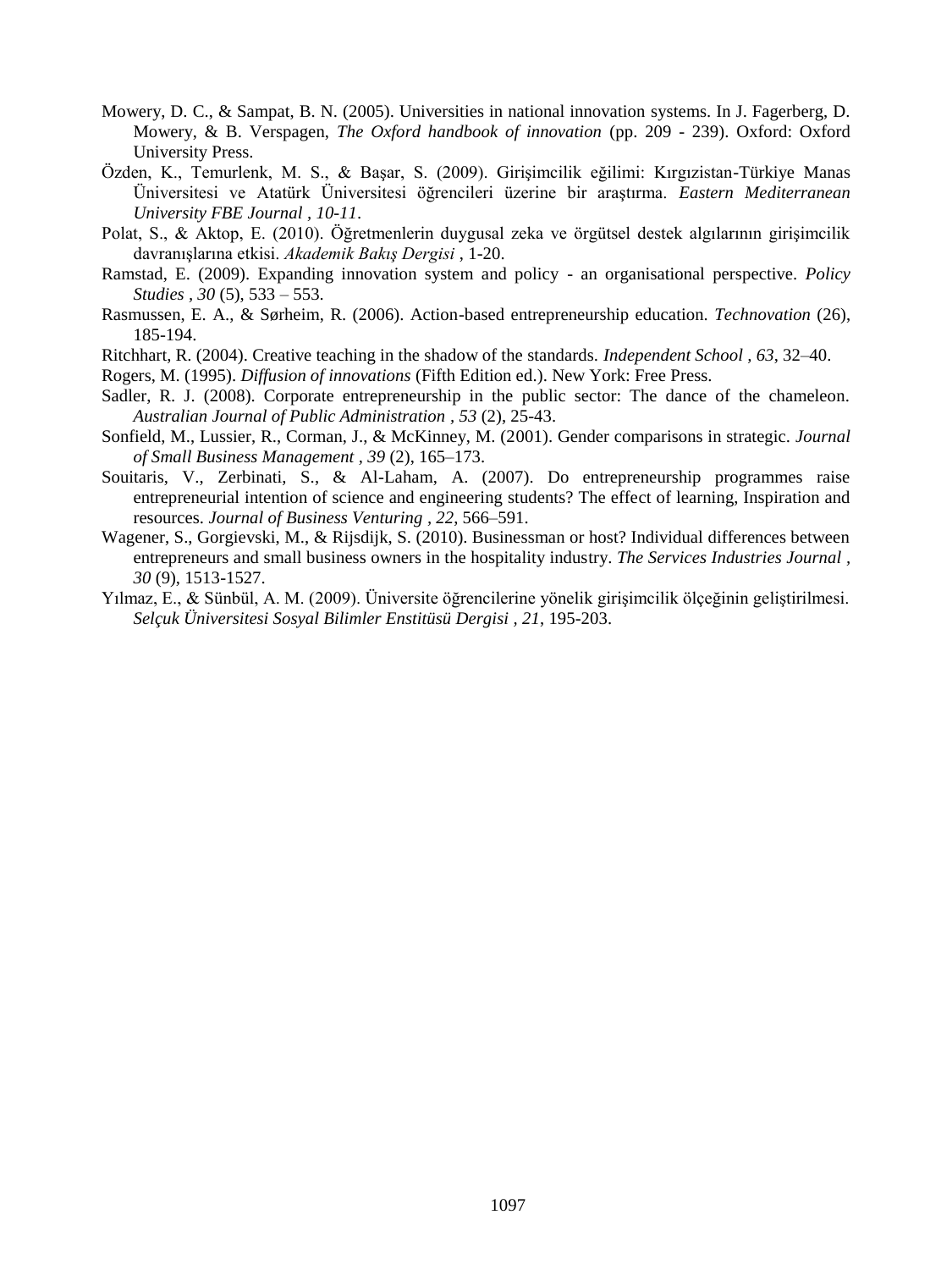Mowery, D. C., & Sampat, B. N. (2005). Universities in national innovation systems. In J. Fagerberg, D. Mowery, & B. Verspagen, *The Oxford handbook of innovation* (pp. 209 - 239). Oxford: Oxford University Press.

Özden, K., Temurlenk, M. S., & Başar, S. (2009). Girişimcilik eğilimi: Kırgızistan-Türkiye Manas Üniversitesi ve Atatürk Üniversitesi öğrencileri üzerine bir araştırma. *Eastern Mediterranean University FBE Journal , 10-11*.

Polat, S., & Aktop, E. (2010). Öğretmenlerin duygusal zeka ve örgütsel destek algılarının girişimcilik davranışlarına etkisi. *Akademik Bakış Dergisi* , 1-20.

Ramstad, E. (2009). Expanding innovation system and policy - an organisational perspective. *Policy Studies , 30* (5), 533 – 553.

Rasmussen, E. A., & Sørheim, R. (2006). Action-based entrepreneurship education. *Technovation* (26), 185-194.

Ritchhart, R. (2004). Creative teaching in the shadow of the standards. *Independent School , 63*, 32–40.

Rogers, M. (1995). *Diffusion of innovations* (Fifth Edition ed.). New York: Free Press.

Sadler, R. J. (2008). Corporate entrepreneurship in the public sector: The dance of the chameleon. *Australian Journal of Public Administration , 53* (2), 25-43.

Sonfield, M., Lussier, R., Corman, J., & McKinney, M. (2001). Gender comparisons in strategic. *Journal of Small Business Management , 39* (2), 165–173.

Souitaris, V., Zerbinati, S., & Al-Laham, A. (2007). Do entrepreneurship programmes raise entrepreneurial intention of science and engineering students? The effect of learning, Inspiration and resources. *Journal of Business Venturing , 22*, 566–591.

Wagener, S., Gorgievski, M., & Rijsdijk, S. (2010). Businessman or host? Individual differences between entrepreneurs and small business owners in the hospitality industry. *The Services Industries Journal , 30* (9), 1513-1527.

Yılmaz, E., & Sünbül, A. M. (2009). Üniversite öğrencilerine yönelik girişimcilik ölçeğinin geliştirilmesi. *Selçuk Üniversitesi Sosyal Bilimler Enstitüsü Dergisi , 21*, 195-203.